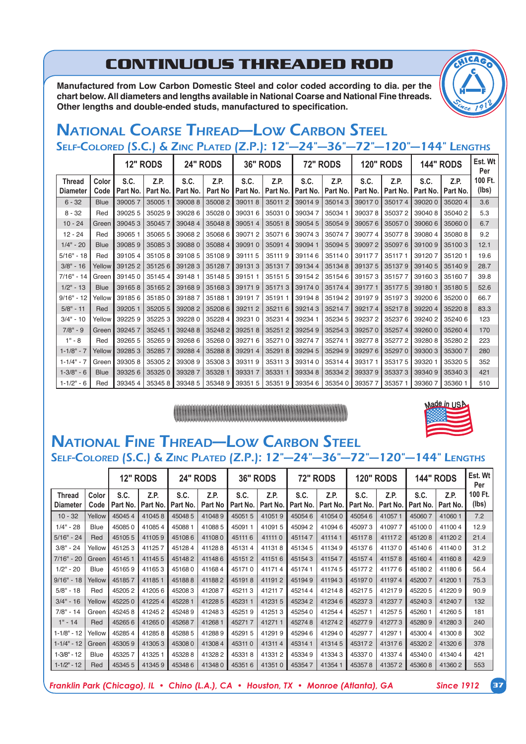# CONTINUOUS THREADED ROD

**Manufactured from Low Carbon Domestic Steel and color coded according to dia. per the chart below. All diameters and lengths available in National Coarse and National Fine threads. Other lengths and double-ended studs, manufactured to specification.**

## National Coarse Thread—Low Carbon Steel

### Self-Colored (S.C.) & Zinc Plated (Z.P.): 12"—24"—36"—72"—120"—144" Lengths

| | | 12" RODS | | 24" RODS | | 36" RODS | | 72" RODS | | 120" RODS | | 144" RODS | | Est. Wt Per |
|---|---|---|---|---|---|---|---|---|---|---|---|---|---|---|
| Thread Diameter | Color Code | S.C. Part No. | Z.P. Part No. | S.C. Part No. | Z.P. Part No | S.C. Part No. | Z.P. Part No. | S.C. Part No. | Z.P. Part No. | S.C. Part No. | Z.P. Part No. | S.C. Part No. | Z.P. Part No. | 100 Ft. (lbs) |
| 6 - 32 | Blue | 39005 7 | 35005 1 | 39008 8 | 35008 2 | 39011 8 | 35011 2 | 39014 9 | 35014 3 | 39017 0 | 35017 4 | 39020 0 | 35020 4 | 3.6 |
| 8 - 32 | Red | 39025 5 | 35025 9 | 39028 6 | 35028 0 | 39031 6 | 35031 0 | 39034 7 | 35034 1 | 39037 8 | 35037 2 | 39040 8 | 35040 2 | 5.3 |
| 10 - 24 | Green | 39045 3 | 35045 7 | 39048 4 | 35048 8 | 39051 4 | 35051 8 | 39054 5 | 35054 9 | 39057 6 | 35057 0 | 39060 6 | 35060 0 | 6.7 |
| 12 - 24 | Red | 39065 1 | 35065 5 | 39068 2 | 35068 6 | 39071 2 | 35071 6 | 39074 3 | 35074 7 | 39077 4 | 35077 8 | 39080 4 | 35080 8 | 9.2 |
| 1/4" - 20 | Blue | 39085 9 | 35085 3 | 39088 0 | 35088 4 | 39091 0 | 35091 4 | 39094 1 | 35094 5 | 39097 2 | 35097 6 | 39100 9 | 35100 3 | 12.1 |
| 5/16" - 18 | Red | 39105 4 | 35105 8 | 39108 5 | 35108 9 | 39111 5 | 35111 9 | 39114 6 | 35114 0 | 39117 7 | 35117 1 | 39120 7 | 35120 1 | 19.6 |
| 3/8" - 16 | Yellow | 39125 2 | 35125 6 | 39128 3 | 35128 7 | 39131 3 | 35131 7 | 39134 4 | 35134 8 | 39137 5 | 35137 9 | 39140 5 | 35140 9 | 28.7 |
| 7/16" - 14 | Green | 39145 0 | 35145 4 | 39148 1 | 35148 5 | 39151 1 | 35151 5 | 39154 2 | 35154 6 | 39157 3 | 35157 7 | 39160 3 | 35160 7 | 39.8 |
| 1/2" - 13 | Blue | 39165 8 | 35165 2 | 39168 9 | 35168 3 | 39171 9 | 35171 3 | 39174 0 | 35174 4 | 39177 1 | 35177 5 | 39180 1 | 35180 5 | 52.6 |
| 9/16" - 12 | Yellow | 39185 6 | 35185 0 | 39188 7 | 35188 1 | 39191 7 | 35191 1 | 39194 8 | 35194 2 | 39197 9 | 35197 3 | 39200 6 | 35200 0 | 66.7 |
| 5/8" - 11 | Red | 39205 1 | 35205 5 | 39208 2 | 35208 6 | 39211 2 | 35211 6 | 39214 3 | 35214 7 | 39217 4 | 35217 8 | 39220 4 | 35220 8 | 83.3 |
| 3/4" - 10 | Yellow | 39225 9 | 35225 3 | 39228 0 | 35228 4 | 39231 0 | 35231 4 | 39234 1 | 35234 5 | 39237 2 | 35237 6 | 39240 2 | 35240 6 | 123 |
| 7/8" - 9 | Green | 39245 7 | 35245 1 | 39248 8 | 35248 2 | 39251 8 | 35251 2 | 39254 9 | 35254 3 | 39257 0 | 35257 4 | 39260 0 | 35260 4 | 170 |
| 1" - 8 | Red | 39265 5 | 35265 9 | 39268 6 | 35268 0 | 39271 6 | 35271 0 | 39274 7 | 35274 1 | 39277 8 | 35277 2 | 39280 8 | 35280 2 | 223 |
| 1-1/8" - 7 | Yellow | 39285 3 | 35285 7 | 39288 4 | 35288 8 | 39291 4 | 35291 8 | 39294 5 | 35294 9 | 39297 6 | 35297 0 | 39300 3 | 35300 7 | 280 |
| 1-1/4" - 7 | Green | 39305 8 | 35305 2 | 39308 9 | 35308 3 | 39311 9 | 35311 3 | 39314 0 | 35314 4 | 39317 1 | 35317 5 | 39320 1 | 35320 5 | 352 |
| 1-3/8" - 6 | Blue | 39325 6 | 35325 0 | 39328 7 | 35328 1 | 39331 7 | 35331 1 | 39334 8 | 35334 2 | 39337 9 | 35337 3 | 39340 9 | 35340 3 | 421 |
| 1-1/2" - 6 | Red | 39345 4 | 35345 8 | 39348 5 | 35348 9 | 39351 5 | 35351 9 | 39354 6 | 35354 0 | 39357 7 | 35357 1 | 39360 7 | 35360 1 | 510 |

Made in USA

## National Fine Thread—Low Carbon Steel

### Self-Colored (S.C.) & Zinc Plated (Z.P.): 12"—24"—36"—72"—120"—144" Lengths

| | | 12" RODS | | 24" RODS | | 36" RODS | | 72" RODS | | 120" RODS | | 144" RODS | | Est. Wt Per |
|---|---|---|---|---|---|---|---|---|---|---|---|---|---|---|
| Thread Diameter | Color Code | S.C. Part No. | Z.P. Part No. | S.C. Part No. | Z.P. Part No | S.C. Part No. | Z.P. Part No. | S.C. Part No. | Z.P. Part No. | S.C. Part No. | Z.P. Part No. | S.C. Part No. | Z.P. Part No. | 100 Ft. (lbs) |
| 10 - 32 | Yellow | 45045 4 | 41045 8 | 45048 5 | 41048 9 | 45051 5 | 41051 9 | 45054 6 | 41054 0 | 45054 6 | 41057 1 | 45060 7 | 41060 1 | 7.2 |
| 1/4" - 28 | Blue | 45085 0 | 41085 4 | 45088 1 | 41088 5 | 45091 1 | 41091 5 | 45094 2 | 41094 6 | 45097 3 | 41097 7 | 45100 0 | 41100 4 | 12.9 |
| 5/16" - 24 | Red | 45105 5 | 41105 9 | 45108 6 | 41108 0 | 45111 6 | 41111 0 | 45114 7 | 41114 1 | 45117 8 | 41117 2 | 45120 8 | 41120 2 | 21.4 |
| 3/8" - 24 | Yellow | 45125 3 | 41125 7 | 45128 4 | 41128 8 | 45131 4 | 41131 8 | 45134 5 | 41134 9 | 45137 6 | 41137 0 | 45140 6 | 41140 0 | 31.2 |
| 7/16" - 20 | Green | 45145 1 | 41145 5 | 45148 2 | 41148 6 | 45151 2 | 41151 6 | 45154 3 | 41154 7 | 45157 4 | 41157 8 | 45160 4 | 41160 8 | 42.9 |
| 1/2" - 20 | Blue | 45165 9 | 41165 3 | 45168 0 | 41168 4 | 45171 0 | 41171 4 | 45174 1 | 41174 5 | 45177 2 | 41177 6 | 45180 2 | 41180 6 | 56.4 |
| 9/16" - 18 | Yellow | 45185 7 | 41185 1 | 45188 8 | 41188 2 | 45191 8 | 41191 2 | 45194 9 | 41194 3 | 45197 0 | 41197 4 | 45200 7 | 41200 1 | 75.3 |
| 5/8" - 18 | Red | 45205 2 | 41205 6 | 45208 3 | 41208 7 | 45211 3 | 41211 7 | 45214 4 | 41214 8 | 45217 5 | 41217 9 | 45220 5 | 41220 9 | 90.9 |
| 3/4" - 16 | Yellow | 45225 0 | 41225 4 | 45228 1 | 41228 5 | 45231 1 | 41231 5 | 45234 2 | 41234 6 | 45237 3 | 41237 7 | 45240 3 | 41240 7 | 132 |
| 7/8" - 14 | Green | 45245 8 | 41245 2 | 45248 9 | 41248 3 | 45251 9 | 41251 3 | 45254 0 | 41254 4 | 45257 1 | 41257 5 | 45260 1 | 41260 5 | 181 |
| 1" - 14 | Red | 45265 6 | 41265 0 | 45268 7 | 41268 1 | 45271 7 | 41271 1 | 45274 8 | 41274 2 | 45277 9 | 41277 3 | 45280 9 | 41280 3 | 240 |
| 1-1/8" - 12 | Yellow | 45285 4 | 41285 8 | 45288 5 | 41288 9 | 45291 5 | 41291 9 | 45294 6 | 41294 0 | 45297 7 | 41297 1 | 45300 4 | 41300 8 | 302 |
| 1-1/4" - 12 | Green | 45305 9 | 41305 3 | 45308 0 | 41308 4 | 45311 0 | 41311 4 | 45314 1 | 41314 5 | 45317 2 | 41317 6 | 45320 2 | 41320 6 | 378 |
| 1-3/8" - 12 | Blue | 45325 7 | 41325 1 | 45328 8 | 41328 2 | 45331 8 | 41331 2 | 45334 9 | 41334 3 | 45337 0 | 41337 4 | 45340 0 | 41340 4 | 421 |
| 1-1/2" - 12 | Red | 45345 5 | 41345 9 | 45348 6 | 41348 0 | 45351 6 | 41351 0 | 45354 7 | 41354 1 | 45357 8 | 41357 2 | 45360 8 | 41360 2 | 553 |

*Franklin Park (Chicago), IL • Chino (L.A.), CA • Houston, TX • Monroe (Atlanta), GA* — *Since 1912*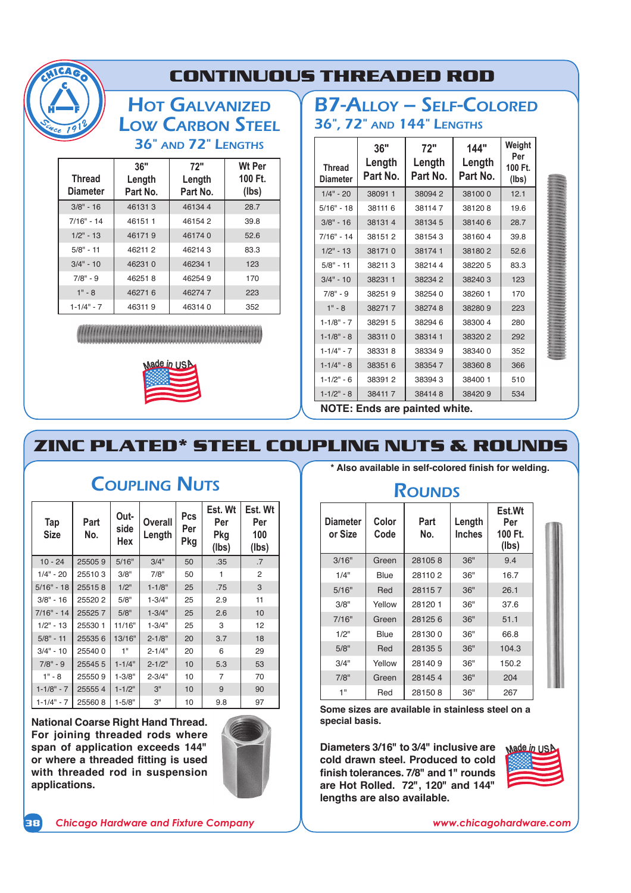# CONTINUOUS THREADED ROD

## Hot Galvanized Low Carbon Steel

### 36" and 72" Lengths

| Thread Diameter | 36" Length Part No. | 72" Length Part No. | Wt Per 100 Ft. (lbs) |
|---|---|---|---|
| 3/8" - 16 | 46131 3 | 46134 4 | 28.7 |
| 7/16" - 14 | 46151 1 | 46154 2 | 39.8 |
| 1/2" - 13 | 46171 9 | 46174 0 | 52.6 |
| 5/8" - 11 | 46211 2 | 46214 3 | 83.3 |
| 3/4" - 10 | 46231 0 | 46234 1 | 123 |
| 7/8" - 9 | 46251 8 | 46254 9 | 170 |
| 1" - 8 | 46271 6 | 46274 7 | 223 |
| 1-1/4" - 7 | 46311 9 | 46314 0 | 352 |

Made in USA

## B7-Alloy – Self-Colored

### 36", 72" and 144" Lengths

| Thread Diameter | 36" Length Part No. | 72" Length Part No. | 144" Length Part No. | Weight Per 100 Ft. (lbs) |
|---|---|---|---|---|
| 1/4" - 20 | 38091 1 | 38094 2 | 38100 0 | 12.1 |
| 5/16" - 18 | 38111 6 | 38114 7 | 38120 8 | 19.6 |
| 3/8" - 16 | 38131 4 | 38134 5 | 38140 6 | 28.7 |
| 7/16" - 14 | 38151 2 | 38154 3 | 38160 4 | 39.8 |
| 1/2" - 13 | 38171 0 | 38174 1 | 38180 2 | 52.6 |
| 5/8" - 11 | 38211 3 | 38214 4 | 38220 5 | 83.3 |
| 3/4" - 10 | 38231 1 | 38234 2 | 38240 3 | 123 |
| 7/8" - 9 | 38251 9 | 38254 0 | 38260 1 | 170 |
| 1" - 8 | 38271 7 | 38274 8 | 38280 9 | 223 |
| 1-1/8" - 7 | 38291 5 | 38294 6 | 38300 4 | 280 |
| 1-1/8" - 8 | 38311 0 | 38314 1 | 38320 2 | 292 |
| 1-1/4" - 7 | 38331 8 | 38334 9 | 38340 0 | 352 |
| 1-1/4" - 8 | 38351 6 | 38354 7 | 38360 8 | 366 |
| 1-1/2" - 6 | 38391 2 | 38394 3 | 38400 1 | 510 |
| 1-1/2" - 8 | 38411 7 | 38414 8 | 38420 9 | 534 |

**NOTE: Ends are painted white.**

# ZINC PLATED* STEEL COUPLING NUTS & ROUNDS

## Coupling Nuts

| Tap Size | Part No. | Out-side Hex | Overall Length | Pcs Per Pkg | Est. Wt Per Pkg (lbs) | Est. Wt Per 100 (lbs) |
|---|---|---|---|---|---|---|
| 10 - 24 | 25505 9 | 5/16" | 3/4" | 50 | .35 | .7 |
| 1/4" - 20 | 25510 3 | 3/8" | 7/8" | 50 | 1 | 2 |
| 5/16" - 18 | 25515 8 | 1/2" | 1-1/8" | 25 | .75 | 3 |
| 3/8" - 16 | 25520 2 | 5/8" | 1-3/4" | 25 | 2.9 | 11 |
| 7/16" - 14 | 25525 7 | 5/8" | 1-3/4" | 25 | 2.6 | 10 |
| 1/2" - 13 | 25530 1 | 11/16" | 1-3/4" | 25 | 3 | 12 |
| 5/8" - 11 | 25535 6 | 13/16" | 2-1/8" | 20 | 3.7 | 18 |
| 3/4" - 10 | 25540 0 | 1" | 2-1/4" | 20 | 6 | 29 |
| 7/8" - 9 | 25545 5 | 1-1/4" | 2-1/2" | 10 | 5.3 | 53 |
| 1" - 8 | 25550 9 | 1-3/8" | 2-3/4" | 10 | 7 | 70 |
| 1-1/8" - 7 | 25555 4 | 1-1/2" | 3" | 10 | 9 | 90 |
| 1-1/4" - 7 | 25560 8 | 1-5/8" | 3" | 10 | 9.8 | 97 |

**National Coarse Right Hand Thread. For joining threaded rods where span of application exceeds 144" or where a threaded fitting is used with threaded rod in suspension applications.**

**\* Also available in self-colored finish for welding.**

## Rounds

| Diameter or Size | Color Code | Part No. | Length Inches | Est.Wt Per 100 Ft. (lbs) |
|---|---|---|---|---|
| 3/16" | Green | 28105 8 | 36" | 9.4 |
| 1/4" | Blue | 28110 2 | 36" | 16.7 |
| 5/16" | Red | 28115 7 | 36" | 26.1 |
| 3/8" | Yellow | 28120 1 | 36" | 37.6 |
| 7/16" | Green | 28125 6 | 36" | 51.1 |
| 1/2" | Blue | 28130 0 | 36" | 66.8 |
| 5/8" | Red | 28135 5 | 36" | 104.3 |
| 3/4" | Yellow | 28140 9 | 36" | 150.2 |
| 7/8" | Green | 28145 4 | 36" | 204 |
| 1" | Red | 28150 8 | 36" | 267 |

**Some sizes are available in stainless steel on a special basis.**

**Diameters 3/16" to 3/4" inclusive are cold drawn steel. Produced to cold finish tolerances. 7/8" and 1" rounds are Hot Rolled. 72", 120" and 144" lengths are also available.**

Made in USA

*Chicago Hardware and Fixture Company* *www.chicagohardware.com*